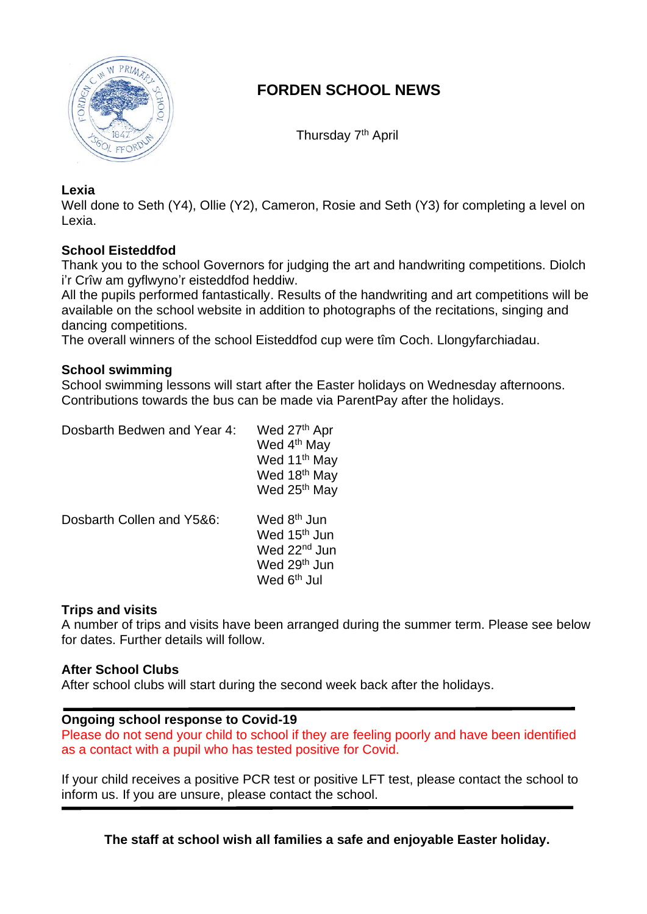# FORDEN SCHOOL NEWS

Thursday 7th April

**Lexia**

Well done to Seth (Y4), Ollie (Y2), Cameron, Rosie and Seth (Y3) for completing a level on Lexia.

**School Eisteddfod**

Thank you to the school Governors for judging the art and handwriting competitions. Diolch i'r Crîw am gyflwyno'r eisteddfod heddiw.

All the pupils performed fantastically. Results of the handwriting and art competitions will be available on the school website in addition to photographs of the recitations, singing and dancing competitions.

The overall winners of the school Eisteddfod cup were tîm Coch. Llongyfarchiadau.

**School swimming**

School swimming lessons will start after the Easter holidays on Wednesday afternoons. Contributions towards the bus can be made via ParentPay after the holidays.

| | |
|---|---|
| Dosbarth Bedwen and Year 4: | Wed 27th Apr<br>Wed 4th May<br>Wed 11th May<br>Wed 18th May<br>Wed 25th May |
| Dosbarth Collen and Y5&6: | Wed 8th Jun<br>Wed 15th Jun<br>Wed 22nd Jun<br>Wed 29th Jun<br>Wed 6th Jul |

**Trips and visits**

A number of trips and visits have been arranged during the summer term. Please see below for dates. Further details will follow.

**After School Clubs**

After school clubs will start during the second week back after the holidays.

---

**Ongoing school response to Covid-19**

Please do not send your child to school if they are feeling poorly and have been identified as a contact with a pupil who has tested positive for Covid.

If your child receives a positive PCR test or positive LFT test, please contact the school to inform us. If you are unsure, please contact the school.

---

**The staff at school wish all families a safe and enjoyable Easter holiday.**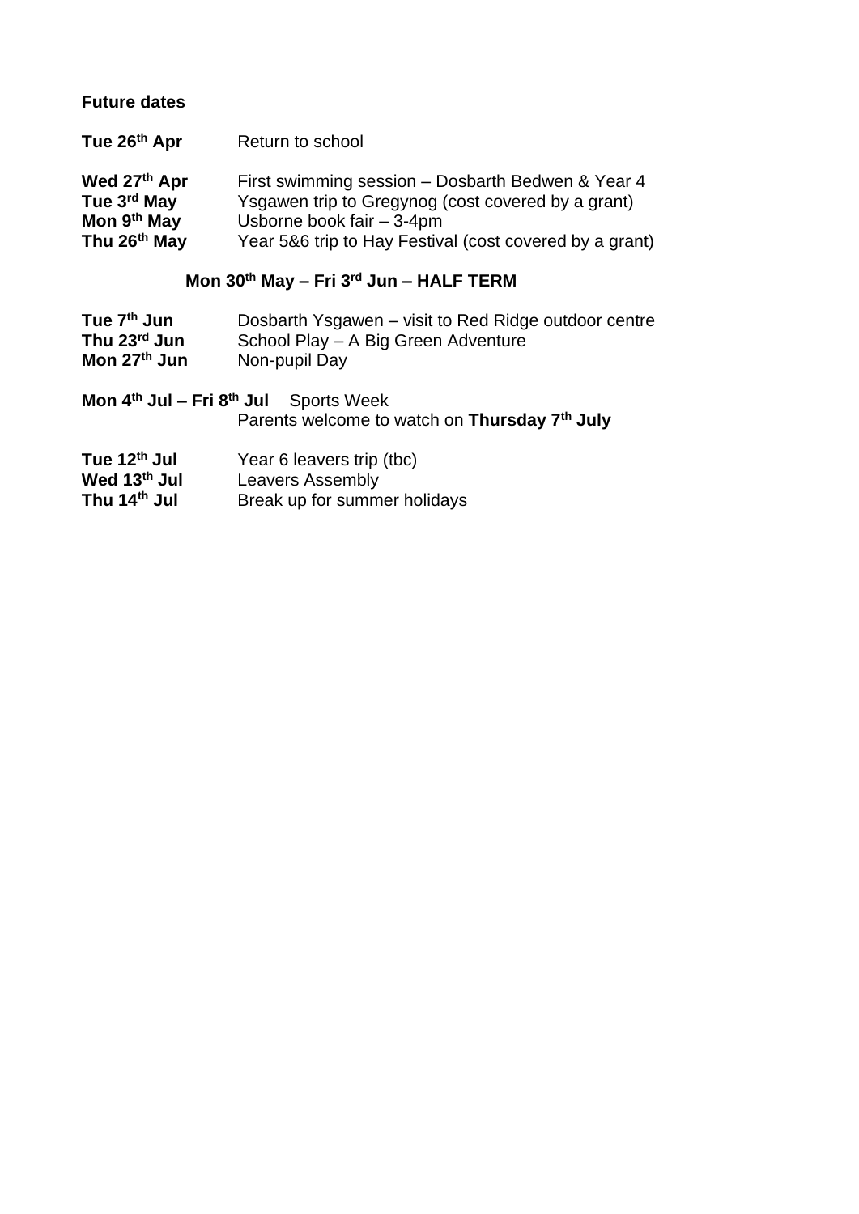**Future dates**

| | |
|---|---|
| **Tue 26th Apr** | Return to school |
| **Wed 27th Apr** | First swimming session – Dosbarth Bedwen & Year 4 |
| **Tue 3rd May** | Ysgawen trip to Gregynog (cost covered by a grant) |
| **Mon 9th May** | Usborne book fair – 3-4pm |
| **Thu 26th May** | Year 5&6 trip to Hay Festival (cost covered by a grant) |

**Mon 30th May – Fri 3rd Jun – HALF TERM**

| | |
|---|---|
| **Tue 7th Jun** | Dosbarth Ysgawen – visit to Red Ridge outdoor centre |
| **Thu 23rd Jun** | School Play – A Big Green Adventure |
| **Mon 27th Jun** | Non-pupil Day |

**Mon 4th Jul – Fri 8th Jul** Sports Week
Parents welcome to watch on **Thursday 7th July**

| | |
|---|---|
| **Tue 12th Jul** | Year 6 leavers trip (tbc) |
| **Wed 13th Jul** | Leavers Assembly |
| **Thu 14th Jul** | Break up for summer holidays |